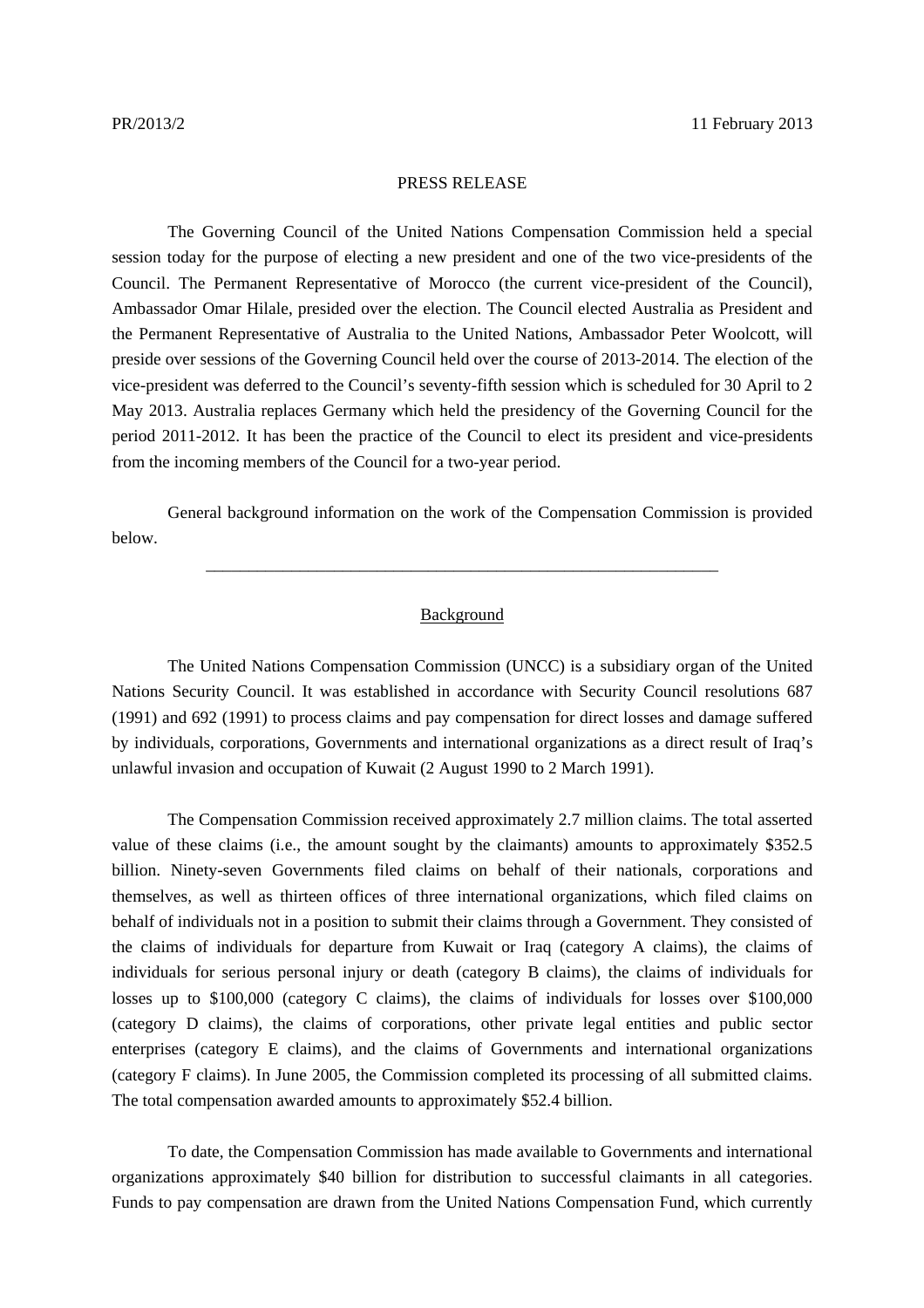PR/2013/2 11 February 2013

PRESS RELEASE

The Governing Council of the United Nations Compensation Commission held a special session today for the purpose of electing a new president and one of the two vice-presidents of the Council. The Permanent Representative of Morocco (the current vice-president of the Council), Ambassador Omar Hilale, presided over the election. The Council elected Australia as President and the Permanent Representative of Australia to the United Nations, Ambassador Peter Woolcott, will preside over sessions of the Governing Council held over the course of 2013-2014. The election of the vice-president was deferred to the Council's seventy-fifth session which is scheduled for 30 April to 2 May 2013. Australia replaces Germany which held the presidency of the Governing Council for the period 2011-2012. It has been the practice of the Council to elect its president and vice-presidents from the incoming members of the Council for a two-year period.

General background information on the work of the Compensation Commission is provided below.

---

## Background

The United Nations Compensation Commission (UNCC) is a subsidiary organ of the United Nations Security Council. It was established in accordance with Security Council resolutions 687 (1991) and 692 (1991) to process claims and pay compensation for direct losses and damage suffered by individuals, corporations, Governments and international organizations as a direct result of Iraq's unlawful invasion and occupation of Kuwait (2 August 1990 to 2 March 1991).

The Compensation Commission received approximately 2.7 million claims. The total asserted value of these claims (i.e., the amount sought by the claimants) amounts to approximately $352.5 billion. Ninety-seven Governments filed claims on behalf of their nationals, corporations and themselves, as well as thirteen offices of three international organizations, which filed claims on behalf of individuals not in a position to submit their claims through a Government. They consisted of the claims of individuals for departure from Kuwait or Iraq (category A claims), the claims of individuals for serious personal injury or death (category B claims), the claims of individuals for losses up to $100,000 (category C claims), the claims of individuals for losses over $100,000 (category D claims), the claims of corporations, other private legal entities and public sector enterprises (category E claims), and the claims of Governments and international organizations (category F claims). In June 2005, the Commission completed its processing of all submitted claims. The total compensation awarded amounts to approximately $52.4 billion.

To date, the Compensation Commission has made available to Governments and international organizations approximately $40 billion for distribution to successful claimants in all categories. Funds to pay compensation are drawn from the United Nations Compensation Fund, which currently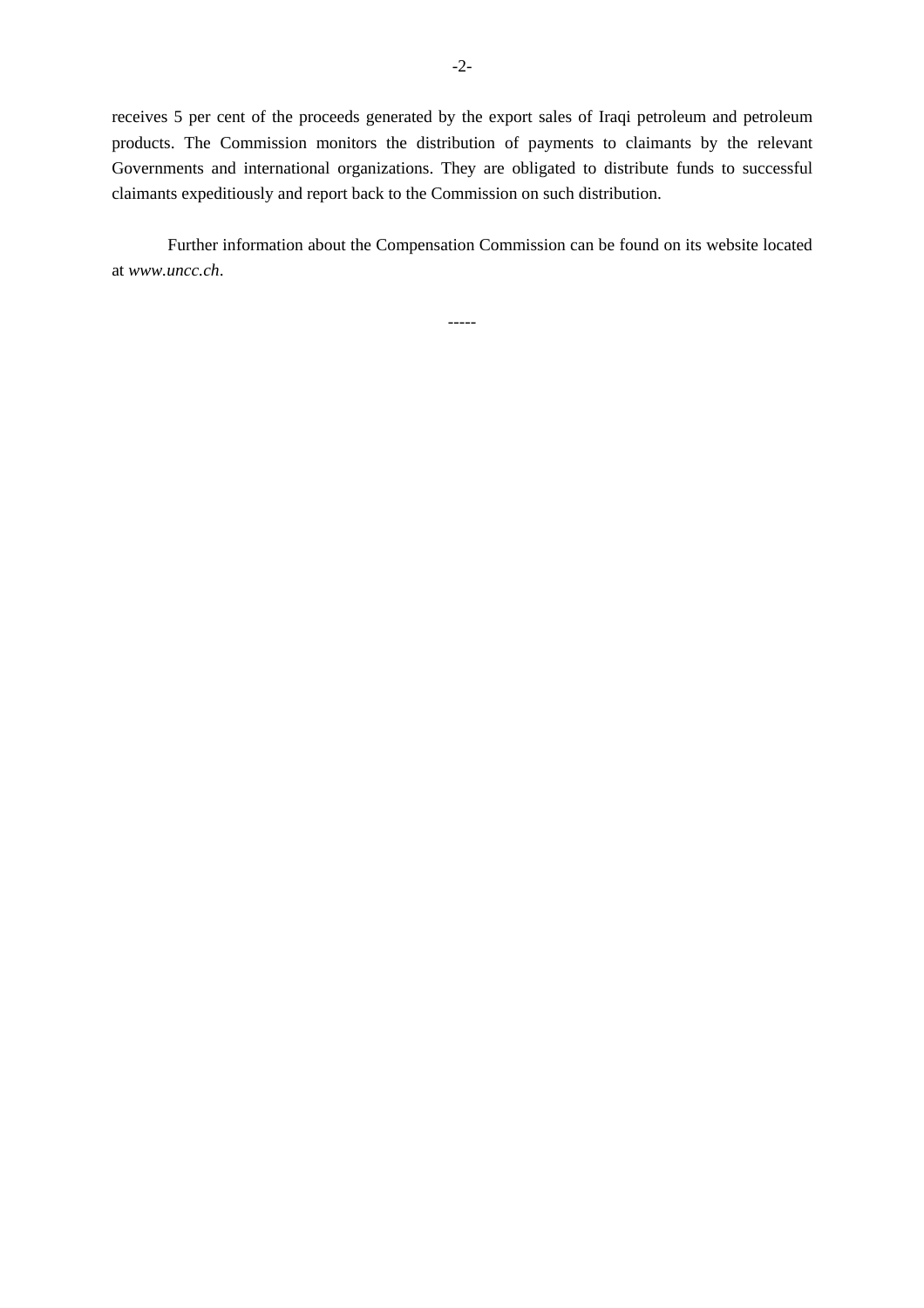receives 5 per cent of the proceeds generated by the export sales of Iraqi petroleum and petroleum products. The Commission monitors the distribution of payments to claimants by the relevant Governments and international organizations. They are obligated to distribute funds to successful claimants expeditiously and report back to the Commission on such distribution.

Further information about the Compensation Commission can be found on its website located at *www.uncc.ch*.

-----